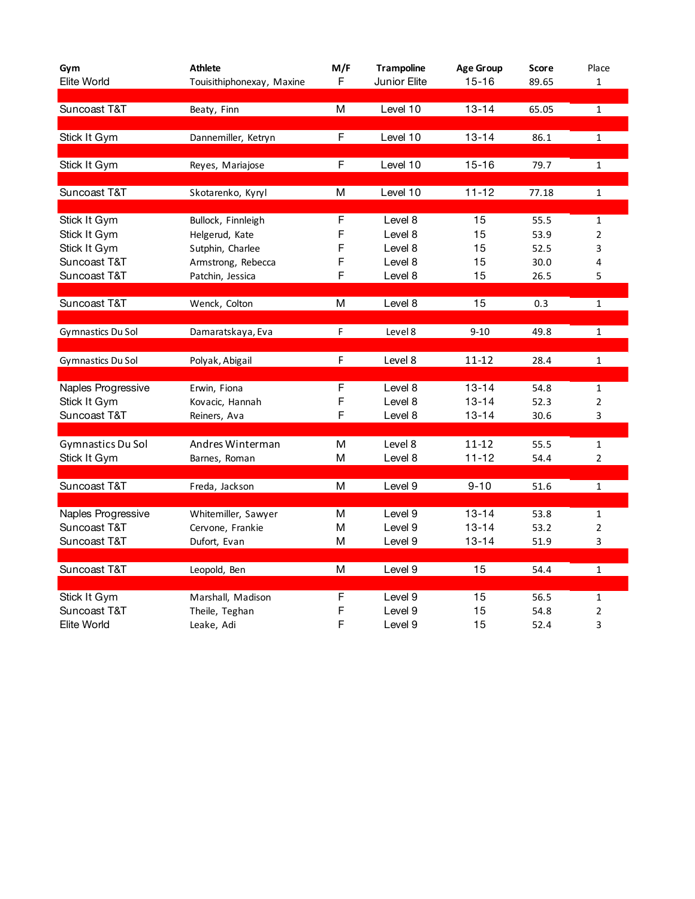| Gym | Athlete | M/F | Trampoline | Age Group | Score | Place |
|---|---|---|---|---|---|---|
| Elite World | Touisithiphonexay, Maxine | F | Junior Elite | 15-16 | 89.65 | 1 |
| | | | | | | |
| Suncoast T&T | Beaty, Finn | M | Level 10 | 13-14 | 65.05 | 1 |
| | | | | | | |
| Stick It Gym | Dannemiller, Ketryn | F | Level 10 | 13-14 | 86.1 | 1 |
| | | | | | | |
| Stick It Gym | Reyes, Mariajose | F | Level 10 | 15-16 | 79.7 | 1 |
| | | | | | | |
| Suncoast T&T | Skotarenko, Kyryl | M | Level 10 | 11-12 | 77.18 | 1 |
| | | | | | | |
| Stick It Gym | Bullock, Finnleigh | F | Level 8 | 15 | 55.5 | 1 |
| Stick It Gym | Helgerud, Kate | F | Level 8 | 15 | 53.9 | 2 |
| Stick It Gym | Sutphin, Charlee | F | Level 8 | 15 | 52.5 | 3 |
| Suncoast T&T | Armstrong, Rebecca | F | Level 8 | 15 | 30.0 | 4 |
| Suncoast T&T | Patchin, Jessica | F | Level 8 | 15 | 26.5 | 5 |
| | | | | | | |
| Suncoast T&T | Wenck, Colton | M | Level 8 | 15 | 0.3 | 1 |
| | | | | | | |
| Gymnastics Du Sol | Damaratskaya, Eva | F | Level 8 | 9-10 | 49.8 | 1 |
| | | | | | | |
| Gymnastics Du Sol | Polyak, Abigail | F | Level 8 | 11-12 | 28.4 | 1 |
| | | | | | | |
| Naples Progressive | Erwin, Fiona | F | Level 8 | 13-14 | 54.8 | 1 |
| Stick It Gym | Kovacic, Hannah | F | Level 8 | 13-14 | 52.3 | 2 |
| Suncoast T&T | Reiners, Ava | F | Level 8 | 13-14 | 30.6 | 3 |
| | | | | | | |
| Gymnastics Du Sol | Andres Winterman | M | Level 8 | 11-12 | 55.5 | 1 |
| Stick It Gym | Barnes, Roman | M | Level 8 | 11-12 | 54.4 | 2 |
| | | | | | | |
| Suncoast T&T | Freda, Jackson | M | Level 9 | 9-10 | 51.6 | 1 |
| | | | | | | |
| Naples Progressive | Whitemiller, Sawyer | M | Level 9 | 13-14 | 53.8 | 1 |
| Suncoast T&T | Cervone, Frankie | M | Level 9 | 13-14 | 53.2 | 2 |
| Suncoast T&T | Dufort, Evan | M | Level 9 | 13-14 | 51.9 | 3 |
| | | | | | | |
| Suncoast T&T | Leopold, Ben | M | Level 9 | 15 | 54.4 | 1 |
| | | | | | | |
| Stick It Gym | Marshall, Madison | F | Level 9 | 15 | 56.5 | 1 |
| Suncoast T&T | Theile, Teghan | F | Level 9 | 15 | 54.8 | 2 |
| Elite World | Leake, Adi | F | Level 9 | 15 | 52.4 | 3 |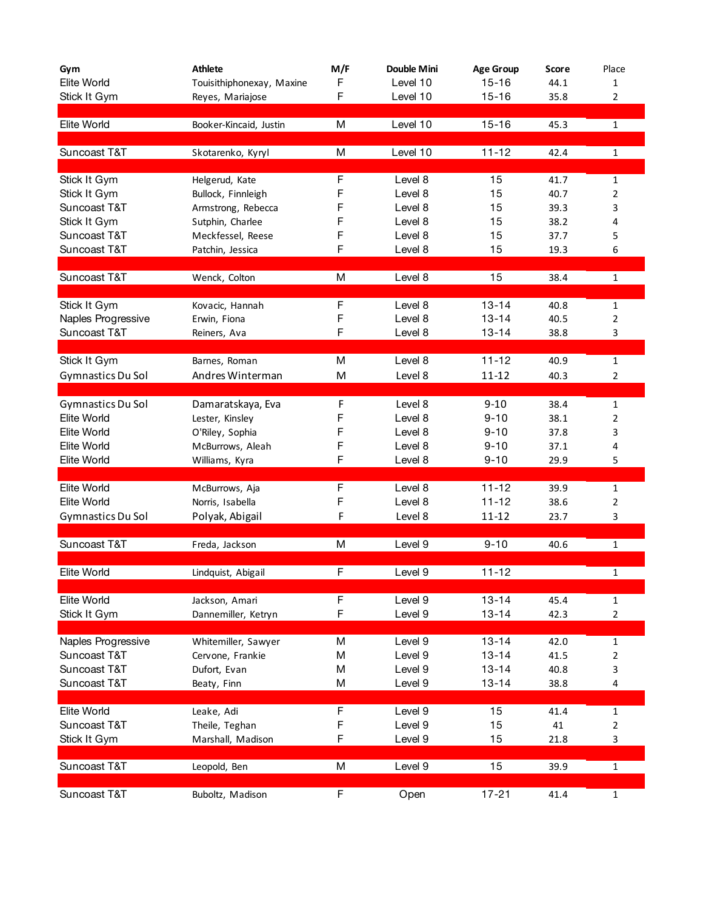| Gym | Athlete | M/F | Double Mini | Age Group | Score | Place |
|---|---|---|---|---|---|---|
| Elite World | Touisithiphonexay, Maxine | F | Level 10 | 15-16 | 44.1 | 1 |
| Stick It Gym | Reyes, Mariajose | F | Level 10 | 15-16 | 35.8 | 2 |
| | | | | | | |
| Elite World | Booker-Kincaid, Justin | M | Level 10 | 15-16 | 45.3 | 1 |
| | | | | | | |
| Suncoast T&T | Skotarenko, Kyryl | M | Level 10 | 11-12 | 42.4 | 1 |
| | | | | | | |
| Stick It Gym | Helgerud, Kate | F | Level 8 | 15 | 41.7 | 1 |
| Stick It Gym | Bullock, Finnleigh | F | Level 8 | 15 | 40.7 | 2 |
| Suncoast T&T | Armstrong, Rebecca | F | Level 8 | 15 | 39.3 | 3 |
| Stick It Gym | Sutphin, Charlee | F | Level 8 | 15 | 38.2 | 4 |
| Suncoast T&T | Meckfessel, Reese | F | Level 8 | 15 | 37.7 | 5 |
| Suncoast T&T | Patchin, Jessica | F | Level 8 | 15 | 19.3 | 6 |
| | | | | | | |
| Suncoast T&T | Wenck, Colton | M | Level 8 | 15 | 38.4 | 1 |
| | | | | | | |
| Stick It Gym | Kovacic, Hannah | F | Level 8 | 13-14 | 40.8 | 1 |
| Naples Progressive | Erwin, Fiona | F | Level 8 | 13-14 | 40.5 | 2 |
| Suncoast T&T | Reiners, Ava | F | Level 8 | 13-14 | 38.8 | 3 |
| | | | | | | |
| Stick It Gym | Barnes, Roman | M | Level 8 | 11-12 | 40.9 | 1 |
| Gymnastics Du Sol | Andres Winterman | M | Level 8 | 11-12 | 40.3 | 2 |
| | | | | | | |
| Gymnastics Du Sol | Damaratskaya, Eva | F | Level 8 | 9-10 | 38.4 | 1 |
| Elite World | Lester, Kinsley | F | Level 8 | 9-10 | 38.1 | 2 |
| Elite World | O'Riley, Sophia | F | Level 8 | 9-10 | 37.8 | 3 |
| Elite World | McBurrows, Aleah | F | Level 8 | 9-10 | 37.1 | 4 |
| Elite World | Williams, Kyra | F | Level 8 | 9-10 | 29.9 | 5 |
| | | | | | | |
| Elite World | McBurrows, Aja | F | Level 8 | 11-12 | 39.9 | 1 |
| Elite World | Norris, Isabella | F | Level 8 | 11-12 | 38.6 | 2 |
| Gymnastics Du Sol | Polyak, Abigail | F | Level 8 | 11-12 | 23.7 | 3 |
| | | | | | | |
| Suncoast T&T | Freda, Jackson | M | Level 9 | 9-10 | 40.6 | 1 |
| | | | | | | |
| Elite World | Lindquist, Abigail | F | Level 9 | 11-12 | | 1 |
| | | | | | | |
| Elite World | Jackson, Amari | F | Level 9 | 13-14 | 45.4 | 1 |
| Stick It Gym | Dannemiller, Ketryn | F | Level 9 | 13-14 | 42.3 | 2 |
| | | | | | | |
| Naples Progressive | Whitemiller, Sawyer | M | Level 9 | 13-14 | 42.0 | 1 |
| Suncoast T&T | Cervone, Frankie | M | Level 9 | 13-14 | 41.5 | 2 |
| Suncoast T&T | Dufort, Evan | M | Level 9 | 13-14 | 40.8 | 3 |
| Suncoast T&T | Beaty, Finn | M | Level 9 | 13-14 | 38.8 | 4 |
| | | | | | | |
| Elite World | Leake, Adi | F | Level 9 | 15 | 41.4 | 1 |
| Suncoast T&T | Theile, Teghan | F | Level 9 | 15 | 41 | 2 |
| Stick It Gym | Marshall, Madison | F | Level 9 | 15 | 21.8 | 3 |
| | | | | | | |
| Suncoast T&T | Leopold, Ben | M | Level 9 | 15 | 39.9 | 1 |
| | | | | | | |
| Suncoast T&T | Buboltz, Madison | F | Open | 17-21 | 41.4 | 1 |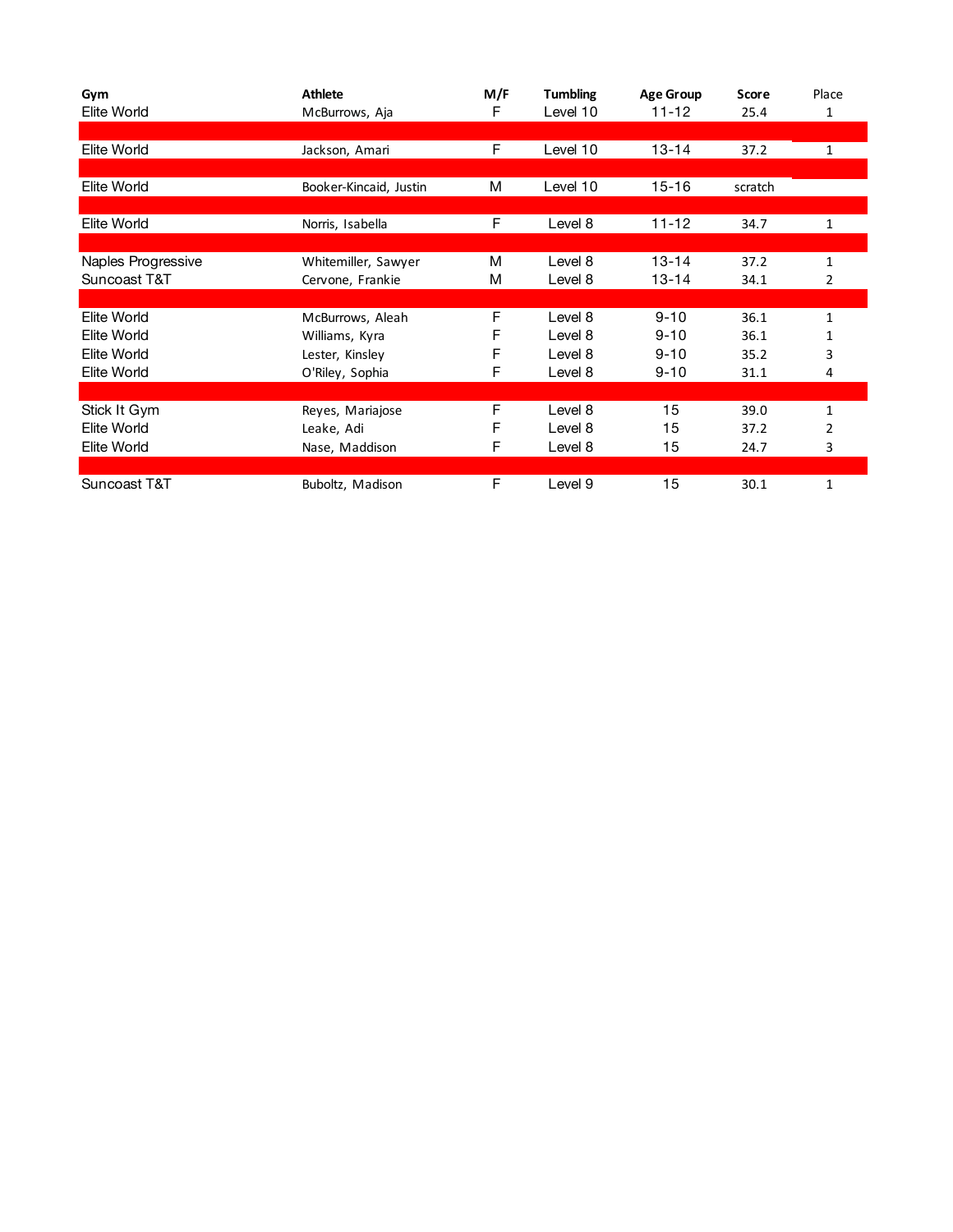| Gym | Athlete | M/F | Tumbling | Age Group | Score | Place |
|---|---|---|---|---|---|---|
| Elite World | McBurrows, Aja | F | Level 10 | 11-12 | 25.4 | 1 |
| | | | | | | |
| Elite World | Jackson, Amari | F | Level 10 | 13-14 | 37.2 | 1 |
| | | | | | | |
| Elite World | Booker-Kincaid, Justin | M | Level 10 | 15-16 | scratch | |
| | | | | | | |
| Elite World | Norris, Isabella | F | Level 8 | 11-12 | 34.7 | 1 |
| | | | | | | |
| Naples Progressive | Whitemiller, Sawyer | M | Level 8 | 13-14 | 37.2 | 1 |
| Suncoast T&T | Cervone, Frankie | M | Level 8 | 13-14 | 34.1 | 2 |
| | | | | | | |
| Elite World | McBurrows, Aleah | F | Level 8 | 9-10 | 36.1 | 1 |
| Elite World | Williams, Kyra | F | Level 8 | 9-10 | 36.1 | 1 |
| Elite World | Lester, Kinsley | F | Level 8 | 9-10 | 35.2 | 3 |
| Elite World | O'Riley, Sophia | F | Level 8 | 9-10 | 31.1 | 4 |
| | | | | | | |
| Stick It Gym | Reyes, Mariajose | F | Level 8 | 15 | 39.0 | 1 |
| Elite World | Leake, Adi | F | Level 8 | 15 | 37.2 | 2 |
| Elite World | Nase, Maddison | F | Level 8 | 15 | 24.7 | 3 |
| | | | | | | |
| Suncoast T&T | Buboltz, Madison | F | Level 9 | 15 | 30.1 | 1 |